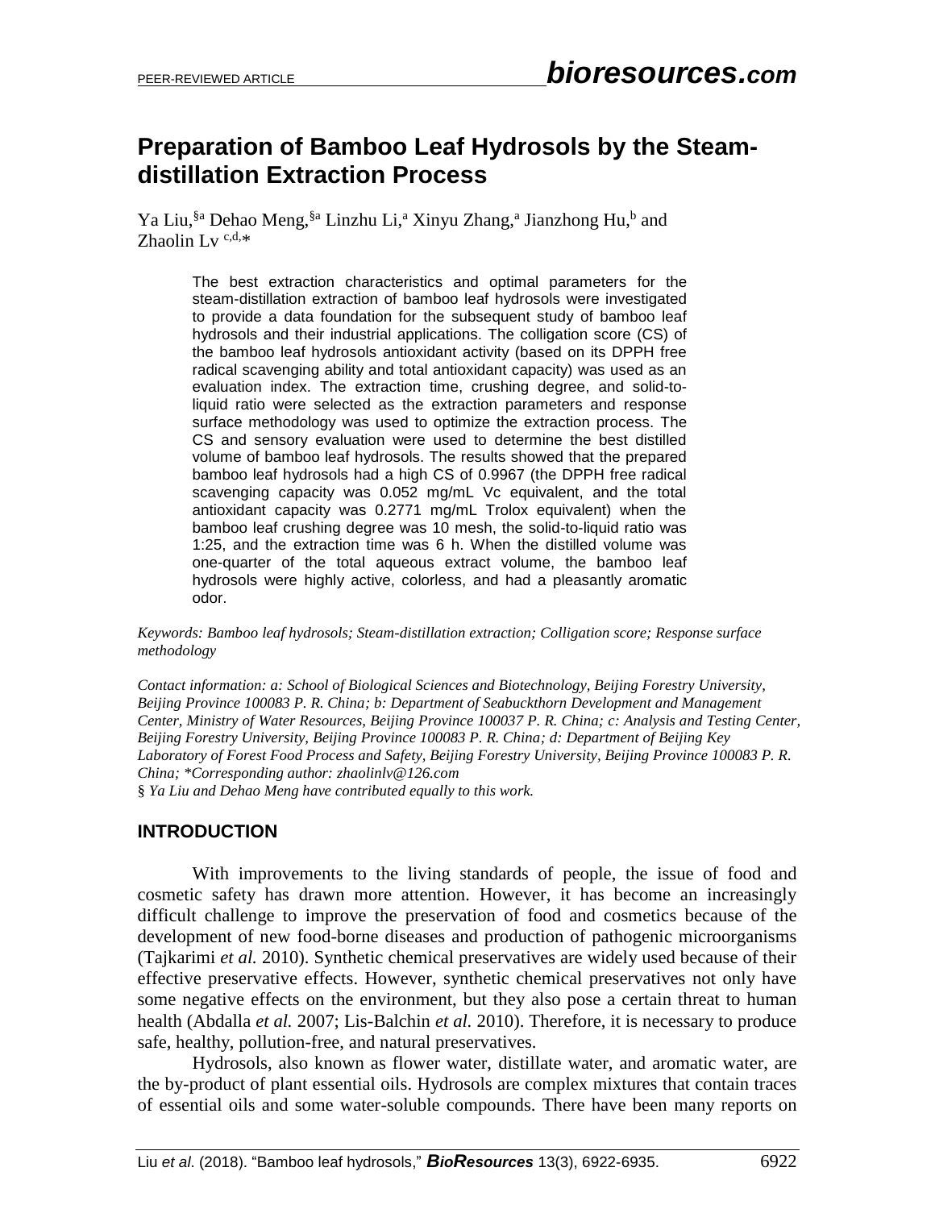# Preparation of Bamboo Leaf Hydrosols by the Steam-distillation Extraction Process

Ya Liu,[§a] Dehao Meng,[§a] Linzhu Li,[a] Xinyu Zhang,[a] Jianzhong Hu,[b] and Zhaolin Lv [c,d,*]

> The best extraction characteristics and optimal parameters for the steam-distillation extraction of bamboo leaf hydrosols were investigated to provide a data foundation for the subsequent study of bamboo leaf hydrosols and their industrial applications. The colligation score (CS) of the bamboo leaf hydrosols antioxidant activity (based on its DPPH free radical scavenging ability and total antioxidant capacity) was used as an evaluation index. The extraction time, crushing degree, and solid-to-liquid ratio were selected as the extraction parameters and response surface methodology was used to optimize the extraction process. The CS and sensory evaluation were used to determine the best distilled volume of bamboo leaf hydrosols. The results showed that the prepared bamboo leaf hydrosols had a high CS of 0.9967 (the DPPH free radical scavenging capacity was 0.052 mg/mL Vc equivalent, and the total antioxidant capacity was 0.2771 mg/mL Trolox equivalent) when the bamboo leaf crushing degree was 10 mesh, the solid-to-liquid ratio was 1:25, and the extraction time was 6 h. When the distilled volume was one-quarter of the total aqueous extract volume, the bamboo leaf hydrosols were highly active, colorless, and had a pleasantly aromatic odor.

*Keywords: Bamboo leaf hydrosols; Steam-distillation extraction; Colligation score; Response surface methodology*

*Contact information: a: School of Biological Sciences and Biotechnology, Beijing Forestry University, Beijing Province 100083 P. R. China; b: Department of Seabuckthorn Development and Management Center, Ministry of Water Resources, Beijing Province 100037 P. R. China; c: Analysis and Testing Center, Beijing Forestry University, Beijing Province 100083 P. R. China; d: Department of Beijing Key Laboratory of Forest Food Process and Safety, Beijing Forestry University, Beijing Province 100083 P. R. China; *Corresponding author: zhaolinlv@126.com*

§ *Ya Liu and Dehao Meng have contributed equally to this work.*

## INTRODUCTION

With improvements to the living standards of people, the issue of food and cosmetic safety has drawn more attention. However, it has become an increasingly difficult challenge to improve the preservation of food and cosmetics because of the development of new food-borne diseases and production of pathogenic microorganisms (Tajkarimi *et al.* 2010). Synthetic chemical preservatives are widely used because of their effective preservative effects. However, synthetic chemical preservatives not only have some negative effects on the environment, but they also pose a certain threat to human health (Abdalla *et al.* 2007; Lis-Balchin *et al.* 2010). Therefore, it is necessary to produce safe, healthy, pollution-free, and natural preservatives.

Hydrosols, also known as flower water, distillate water, and aromatic water, are the by-product of plant essential oils. Hydrosols are complex mixtures that contain traces of essential oils and some water-soluble compounds. There have been many reports on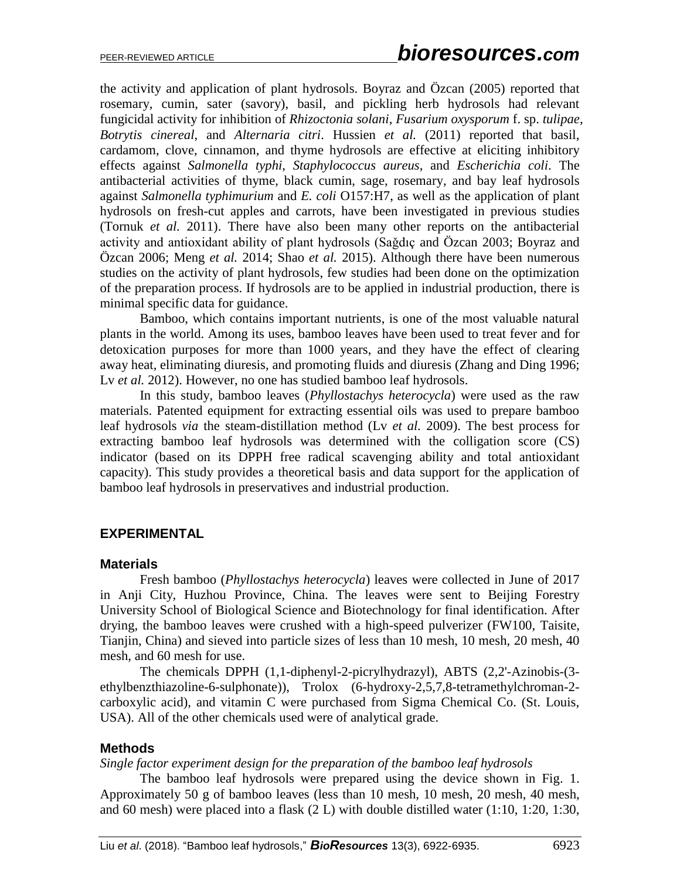the activity and application of plant hydrosols. Boyraz and Özcan (2005) reported that rosemary, cumin, sater (savory), basil, and pickling herb hydrosols had relevant fungicidal activity for inhibition of *Rhizoctonia solani*, *Fusarium oxysporum* f. sp. *tulipae*, *Botrytis cinereal*, and *Alternaria citri*. Hussien *et al.* (2011) reported that basil, cardamom, clove, cinnamon, and thyme hydrosols are effective at eliciting inhibitory effects against *Salmonella typhi*, *Staphylococcus aureus*, and *Escherichia coli*. The antibacterial activities of thyme, black cumin, sage, rosemary, and bay leaf hydrosols against *Salmonella typhimurium* and *E. coli* O157:H7, as well as the application of plant hydrosols on fresh-cut apples and carrots, have been investigated in previous studies (Tornuk *et al.* 2011). There have also been many other reports on the antibacterial activity and antioxidant ability of plant hydrosols (Sağdıç and Özcan 2003; Boyraz and Özcan 2006; Meng *et al.* 2014; Shao *et al.* 2015). Although there have been numerous studies on the activity of plant hydrosols, few studies had been done on the optimization of the preparation process. If hydrosols are to be applied in industrial production, there is minimal specific data for guidance.

Bamboo, which contains important nutrients, is one of the most valuable natural plants in the world. Among its uses, bamboo leaves have been used to treat fever and for detoxication purposes for more than 1000 years, and they have the effect of clearing away heat, eliminating diuresis, and promoting fluids and diuresis (Zhang and Ding 1996; Lv *et al.* 2012). However, no one has studied bamboo leaf hydrosols.

In this study, bamboo leaves (*Phyllostachys heterocycla*) were used as the raw materials. Patented equipment for extracting essential oils was used to prepare bamboo leaf hydrosols *via* the steam-distillation method (Lv *et al.* 2009). The best process for extracting bamboo leaf hydrosols was determined with the colligation score (CS) indicator (based on its DPPH free radical scavenging ability and total antioxidant capacity). This study provides a theoretical basis and data support for the application of bamboo leaf hydrosols in preservatives and industrial production.

## EXPERIMENTAL

### Materials

Fresh bamboo (*Phyllostachys heterocycla*) leaves were collected in June of 2017 in Anji City, Huzhou Province, China. The leaves were sent to Beijing Forestry University School of Biological Science and Biotechnology for final identification. After drying, the bamboo leaves were crushed with a high-speed pulverizer (FW100, Taisite, Tianjin, China) and sieved into particle sizes of less than 10 mesh, 10 mesh, 20 mesh, 40 mesh, and 60 mesh for use.

The chemicals DPPH (1,1-diphenyl-2-picrylhydrazyl), ABTS (2,2'-Azinobis-(3-ethylbenzthiazoline-6-sulphonate)), Trolox (6-hydroxy-2,5,7,8-tetramethylchroman-2-carboxylic acid), and vitamin C were purchased from Sigma Chemical Co. (St. Louis, USA). All of the other chemicals used were of analytical grade.

### Methods

*Single factor experiment design for the preparation of the bamboo leaf hydrosols*

The bamboo leaf hydrosols were prepared using the device shown in Fig. 1. Approximately 50 g of bamboo leaves (less than 10 mesh, 10 mesh, 20 mesh, 40 mesh, and 60 mesh) were placed into a flask (2 L) with double distilled water (1:10, 1:20, 1:30,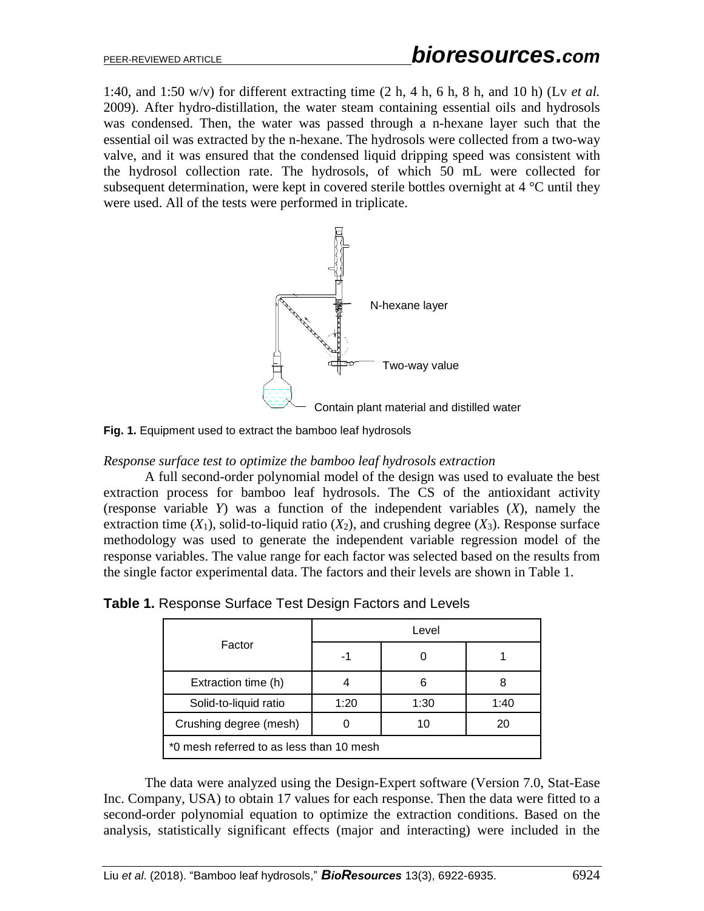1:40, and 1:50 w/v) for different extracting time (2 h, 4 h, 6 h, 8 h, and 10 h) (Lv *et al.* 2009). After hydro-distillation, the water steam containing essential oils and hydrosols was condensed. Then, the water was passed through a n-hexane layer such that the essential oil was extracted by the n-hexane. The hydrosols were collected from a two-way valve, and it was ensured that the condensed liquid dripping speed was consistent with the hydrosol collection rate. The hydrosols, of which 50 mL were collected for subsequent determination, were kept in covered sterile bottles overnight at 4 °C until they were used. All of the tests were performed in triplicate.

N-hexane layer

Two-way value

Contain plant material and distilled water

**Fig. 1.** Equipment used to extract the bamboo leaf hydrosols

*Response surface test to optimize the bamboo leaf hydrosols extraction*

A full second-order polynomial model of the design was used to evaluate the best extraction process for bamboo leaf hydrosols. The CS of the antioxidant activity (response variable $Y$) was a function of the independent variables ($X$), namely the extraction time ($X_1$), solid-to-liquid ratio ($X_2$), and crushing degree ($X_3$). Response surface methodology was used to generate the independent variable regression model of the response variables. The value range for each factor was selected based on the results from the single factor experimental data. The factors and their levels are shown in Table 1.

**Table 1.** Response Surface Test Design Factors and Levels

| Factor | Level | | |
|---|---|---|---|
| | -1 | 0 | 1 |
| Extraction time (h) | 4 | 6 | 8 |
| Solid-to-liquid ratio | 1:20 | 1:30 | 1:40 |
| Crushing degree (mesh) | 0 | 10 | 20 |
| *0 mesh referred to as less than 10 mesh | | | |

The data were analyzed using the Design-Expert software (Version 7.0, Stat-Ease Inc. Company, USA) to obtain 17 values for each response. Then the data were fitted to a second-order polynomial equation to optimize the extraction conditions. Based on the analysis, statistically significant effects (major and interacting) were included in the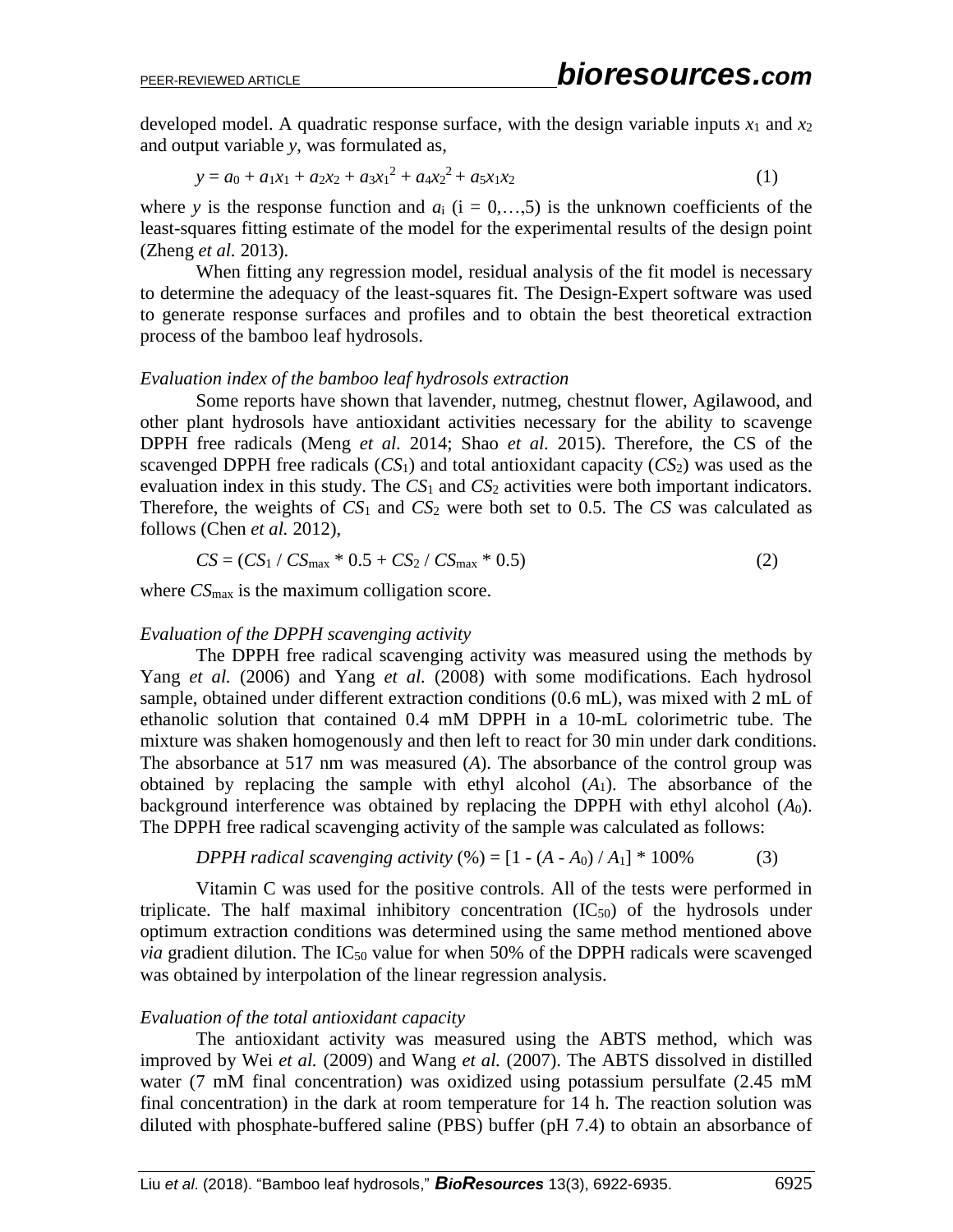developed model. A quadratic response surface, with the design variable inputs $x_1$ and $x_2$ and output variable $y$, was formulated as,

$$y = a_0 + a_1x_1 + a_2x_2 + a_3x_1^2 + a_4x_2^2 + a_5x_1x_2 \quad (1)$$

where $y$ is the response function and $a_i$ (i = 0,…,5) is the unknown coefficients of the least-squares fitting estimate of the model for the experimental results of the design point (Zheng *et al.* 2013).

When fitting any regression model, residual analysis of the fit model is necessary to determine the adequacy of the least-squares fit. The Design-Expert software was used to generate response surfaces and profiles and to obtain the best theoretical extraction process of the bamboo leaf hydrosols.

*Evaluation index of the bamboo leaf hydrosols extraction*

Some reports have shown that lavender, nutmeg, chestnut flower, Agilawood, and other plant hydrosols have antioxidant activities necessary for the ability to scavenge DPPH free radicals (Meng *et al*. 2014; Shao *et al.* 2015). Therefore, the CS of the scavenged DPPH free radicals ($CS_1$) and total antioxidant capacity ($CS_2$) was used as the evaluation index in this study. The $CS_1$ and $CS_2$ activities were both important indicators. Therefore, the weights of $CS_1$ and $CS_2$ were both set to 0.5. The *CS* was calculated as follows (Chen *et al.* 2012),

$$CS = (CS_1 / CS_{max} * 0.5 + CS_2 / CS_{max} * 0.5) \quad (2)$$

where $CS_{max}$ is the maximum colligation score.

*Evaluation of the DPPH scavenging activity*

The DPPH free radical scavenging activity was measured using the methods by Yang *et al.* (2006) and Yang *et al.* (2008) with some modifications. Each hydrosol sample, obtained under different extraction conditions (0.6 mL), was mixed with 2 mL of ethanolic solution that contained 0.4 mM DPPH in a 10-mL colorimetric tube. The mixture was shaken homogenously and then left to react for 30 min under dark conditions. The absorbance at 517 nm was measured ($A$). The absorbance of the control group was obtained by replacing the sample with ethyl alcohol ($A_1$). The absorbance of the background interference was obtained by replacing the DPPH with ethyl alcohol ($A_0$). The DPPH free radical scavenging activity of the sample was calculated as follows:

$$DPPH\ radical\ scavenging\ activity\ (\%) = [1 - (A - A_0) / A_1] * 100\% \quad (3)$$

Vitamin C was used for the positive controls. All of the tests were performed in triplicate. The half maximal inhibitory concentration ($IC_{50}$) of the hydrosols under optimum extraction conditions was determined using the same method mentioned above *via* gradient dilution. The $IC_{50}$ value for when 50% of the DPPH radicals were scavenged was obtained by interpolation of the linear regression analysis.

*Evaluation of the total antioxidant capacity*

The antioxidant activity was measured using the ABTS method, which was improved by Wei *et al.* (2009) and Wang *et al.* (2007). The ABTS dissolved in distilled water (7 mM final concentration) was oxidized using potassium persulfate (2.45 mM final concentration) in the dark at room temperature for 14 h. The reaction solution was diluted with phosphate-buffered saline (PBS) buffer (pH 7.4) to obtain an absorbance of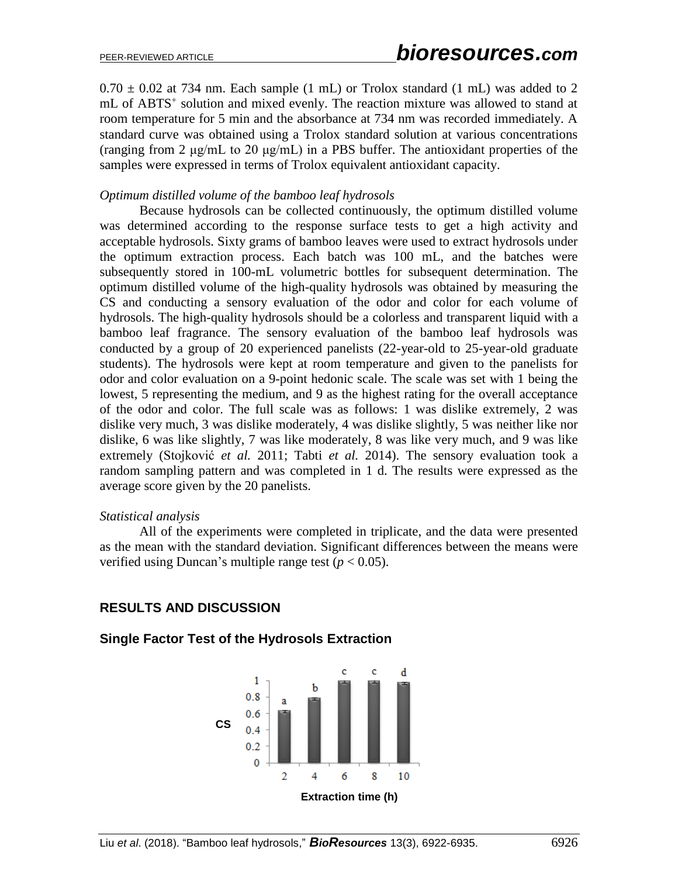0.70 ± 0.02 at 734 nm. Each sample (1 mL) or Trolox standard (1 mL) was added to 2 mL of $ABTS^+$ solution and mixed evenly. The reaction mixture was allowed to stand at room temperature for 5 min and the absorbance at 734 nm was recorded immediately. A standard curve was obtained using a Trolox standard solution at various concentrations (ranging from 2 μg/mL to 20 μg/mL) in a PBS buffer. The antioxidant properties of the samples were expressed in terms of Trolox equivalent antioxidant capacity.

*Optimum distilled volume of the bamboo leaf hydrosols*

Because hydrosols can be collected continuously, the optimum distilled volume was determined according to the response surface tests to get a high activity and acceptable hydrosols. Sixty grams of bamboo leaves were used to extract hydrosols under the optimum extraction process. Each batch was 100 mL, and the batches were subsequently stored in 100-mL volumetric bottles for subsequent determination. The optimum distilled volume of the high-quality hydrosols was obtained by measuring the CS and conducting a sensory evaluation of the odor and color for each volume of hydrosols. The high-quality hydrosols should be a colorless and transparent liquid with a bamboo leaf fragrance. The sensory evaluation of the bamboo leaf hydrosols was conducted by a group of 20 experienced panelists (22-year-old to 25-year-old graduate students). The hydrosols were kept at room temperature and given to the panelists for odor and color evaluation on a 9-point hedonic scale. The scale was set with 1 being the lowest, 5 representing the medium, and 9 as the highest rating for the overall acceptance of the odor and color. The full scale was as follows: 1 was dislike extremely, 2 was dislike very much, 3 was dislike moderately, 4 was dislike slightly, 5 was neither like nor dislike, 6 was like slightly, 7 was like moderately, 8 was like very much, and 9 was like extremely (Stojković *et al.* 2011; Tabti *et al.* 2014). The sensory evaluation took a random sampling pattern and was completed in 1 d. The results were expressed as the average score given by the 20 panelists.

*Statistical analysis*

All of the experiments were completed in triplicate, and the data were presented as the mean with the standard deviation. Significant differences between the means were verified using Duncan's multiple range test ($p < 0.05$).

## RESULTS AND DISCUSSION

### Single Factor Test of the Hydrosols Extraction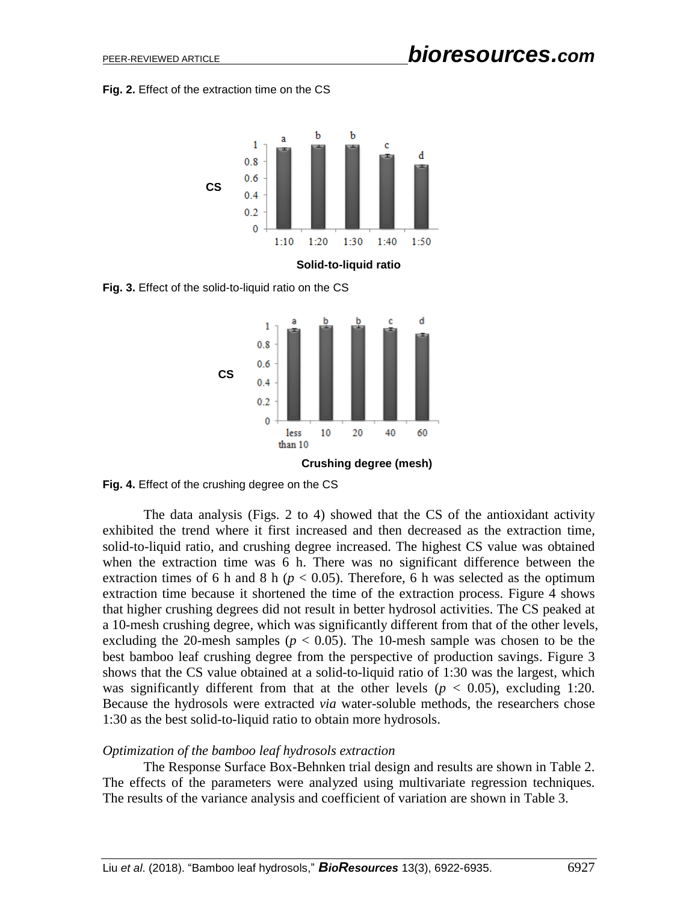**Fig. 2.** Effect of the extraction time on the CS

**Fig. 3.** Effect of the solid-to-liquid ratio on the CS

**Fig. 4.** Effect of the crushing degree on the CS

The data analysis (Figs. 2 to 4) showed that the CS of the antioxidant activity exhibited the trend where it first increased and then decreased as the extraction time, solid-to-liquid ratio, and crushing degree increased. The highest CS value was obtained when the extraction time was 6 h. There was no significant difference between the extraction times of 6 h and 8 h ($p < 0.05$). Therefore, 6 h was selected as the optimum extraction time because it shortened the time of the extraction process. Figure 4 shows that higher crushing degrees did not result in better hydrosol activities. The CS peaked at a 10-mesh crushing degree, which was significantly different from that of the other levels, excluding the 20-mesh samples ($p < 0.05$). The 10-mesh sample was chosen to be the best bamboo leaf crushing degree from the perspective of production savings. Figure 3 shows that the CS value obtained at a solid-to-liquid ratio of 1:30 was the largest, which was significantly different from that at the other levels ($p < 0.05$), excluding 1:20. Because the hydrosols were extracted *via* water-soluble methods, the researchers chose 1:30 as the best solid-to-liquid ratio to obtain more hydrosols.

*Optimization of the bamboo leaf hydrosols extraction*

The Response Surface Box-Behnken trial design and results are shown in Table 2. The effects of the parameters were analyzed using multivariate regression techniques. The results of the variance analysis and coefficient of variation are shown in Table 3.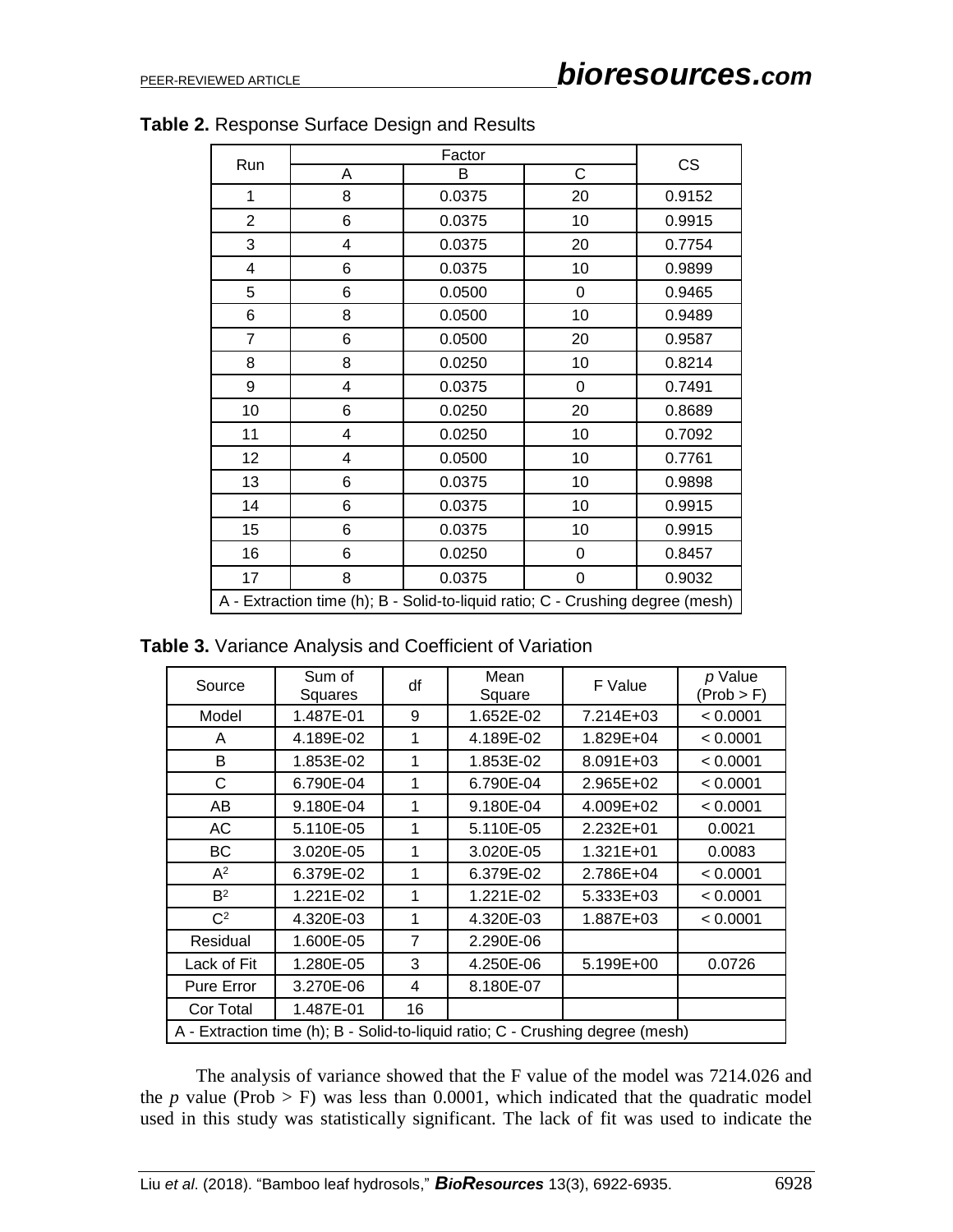**Table 2.** Response Surface Design and Results

| Run | Factor | | | CS |
|---|---|---|---|---|
| | A | B | C | |
| 1 | 8 | 0.0375 | 20 | 0.9152 |
| 2 | 6 | 0.0375 | 10 | 0.9915 |
| 3 | 4 | 0.0375 | 20 | 0.7754 |
| 4 | 6 | 0.0375 | 10 | 0.9899 |
| 5 | 6 | 0.0500 | 0 | 0.9465 |
| 6 | 8 | 0.0500 | 10 | 0.9489 |
| 7 | 6 | 0.0500 | 20 | 0.9587 |
| 8 | 8 | 0.0250 | 10 | 0.8214 |
| 9 | 4 | 0.0375 | 0 | 0.7491 |
| 10 | 6 | 0.0250 | 20 | 0.8689 |
| 11 | 4 | 0.0250 | 10 | 0.7092 |
| 12 | 4 | 0.0500 | 10 | 0.7761 |
| 13 | 6 | 0.0375 | 10 | 0.9898 |
| 14 | 6 | 0.0375 | 10 | 0.9915 |
| 15 | 6 | 0.0375 | 10 | 0.9915 |
| 16 | 6 | 0.0250 | 0 | 0.8457 |
| 17 | 8 | 0.0375 | 0 | 0.9032 |

A - Extraction time (h); B - Solid-to-liquid ratio; C - Crushing degree (mesh)

**Table 3.** Variance Analysis and Coefficient of Variation

| Source | Sum of Squares | df | Mean Square | F Value | *p* Value (Prob > F) |
|---|---|---|---|---|---|
| Model | 1.487E-01 | 9 | 1.652E-02 | 7.214E+03 | < 0.0001 |
| A | 4.189E-02 | 1 | 4.189E-02 | 1.829E+04 | < 0.0001 |
| B | 1.853E-02 | 1 | 1.853E-02 | 8.091E+03 | < 0.0001 |
| C | 6.790E-04 | 1 | 6.790E-04 | 2.965E+02 | < 0.0001 |
| AB | 9.180E-04 | 1 | 9.180E-04 | 4.009E+02 | < 0.0001 |
| AC | 5.110E-05 | 1 | 5.110E-05 | 2.232E+01 | 0.0021 |
| BC | 3.020E-05 | 1 | 3.020E-05 | 1.321E+01 | 0.0083 |
| $A^2$ | 6.379E-02 | 1 | 6.379E-02 | 2.786E+04 | < 0.0001 |
| $B^2$ | 1.221E-02 | 1 | 1.221E-02 | 5.333E+03 | < 0.0001 |
| $C^2$ | 4.320E-03 | 1 | 4.320E-03 | 1.887E+03 | < 0.0001 |
| Residual | 1.600E-05 | 7 | 2.290E-06 | | |
| Lack of Fit | 1.280E-05 | 3 | 4.250E-06 | 5.199E+00 | 0.0726 |
| Pure Error | 3.270E-06 | 4 | 8.180E-07 | | |
| Cor Total | 1.487E-01 | 16 | | | |

A - Extraction time (h); B - Solid-to-liquid ratio; C - Crushing degree (mesh)

The analysis of variance showed that the F value of the model was 7214.026 and the *p* value (Prob > F) was less than 0.0001, which indicated that the quadratic model used in this study was statistically significant. The lack of fit was used to indicate the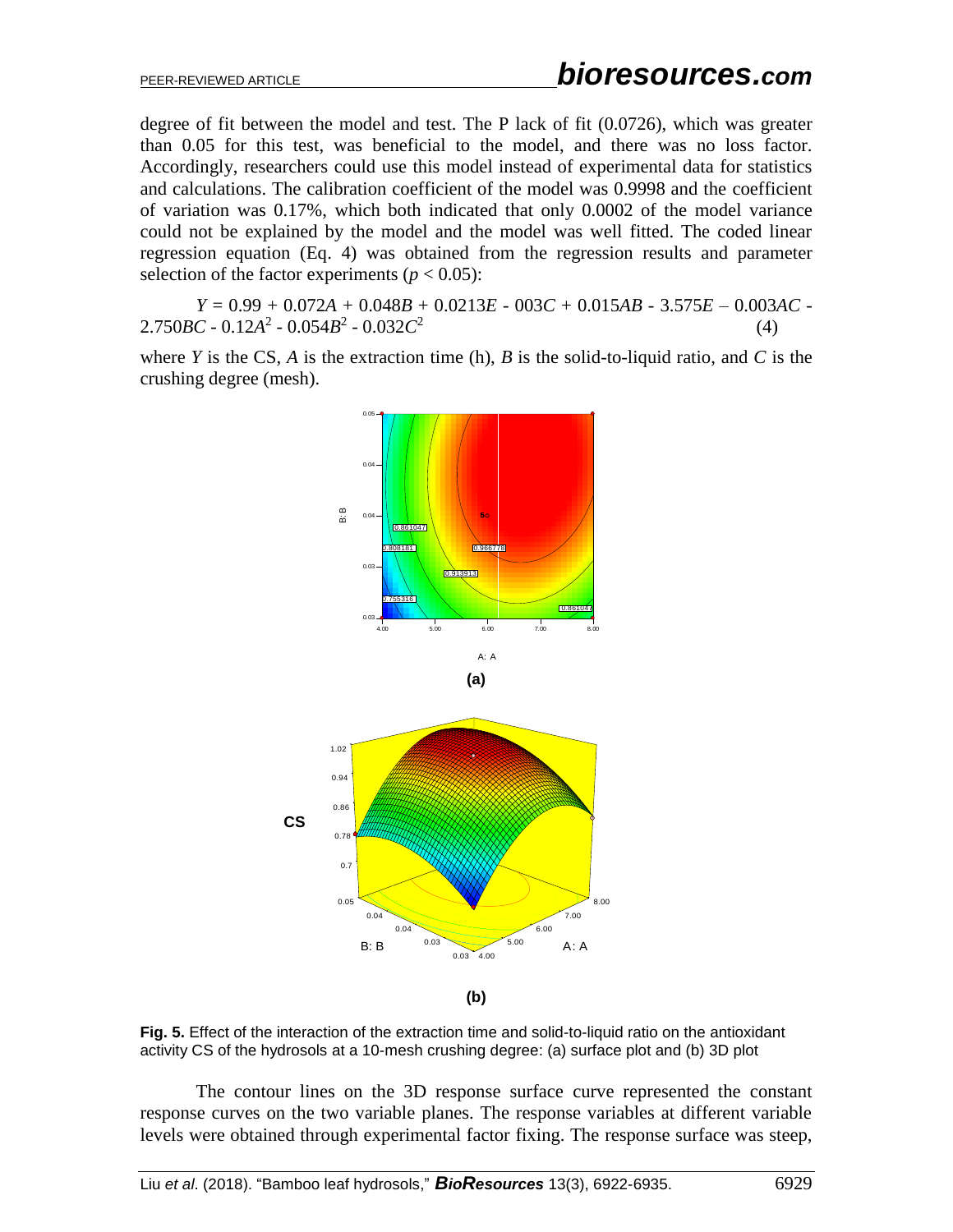degree of fit between the model and test. The P lack of fit (0.0726), which was greater than 0.05 for this test, was beneficial to the model, and there was no loss factor. Accordingly, researchers could use this model instead of experimental data for statistics and calculations. The calibration coefficient of the model was 0.9998 and the coefficient of variation was 0.17%, which both indicated that only 0.0002 of the model variance could not be explained by the model and the model was well fitted. The coded linear regression equation (Eq. 4) was obtained from the regression results and parameter selection of the factor experiments ($p < 0.05$):

$$Y = 0.99 + 0.072A + 0.048B + 0.0213E - 003C + 0.015AB - 3.575E - 0.003AC - 2.750BC - 0.12A^2 - 0.054B^2 - 0.032C^2 \quad (4)$$

where $Y$ is the CS, $A$ is the extraction time (h), $B$ is the solid-to-liquid ratio, and $C$ is the crushing degree (mesh).

(a)

(b)

**Fig. 5.** Effect of the interaction of the extraction time and solid-to-liquid ratio on the antioxidant activity CS of the hydrosols at a 10-mesh crushing degree: (a) surface plot and (b) 3D plot

The contour lines on the 3D response surface curve represented the constant response curves on the two variable planes. The response variables at different variable levels were obtained through experimental factor fixing. The response surface was steep,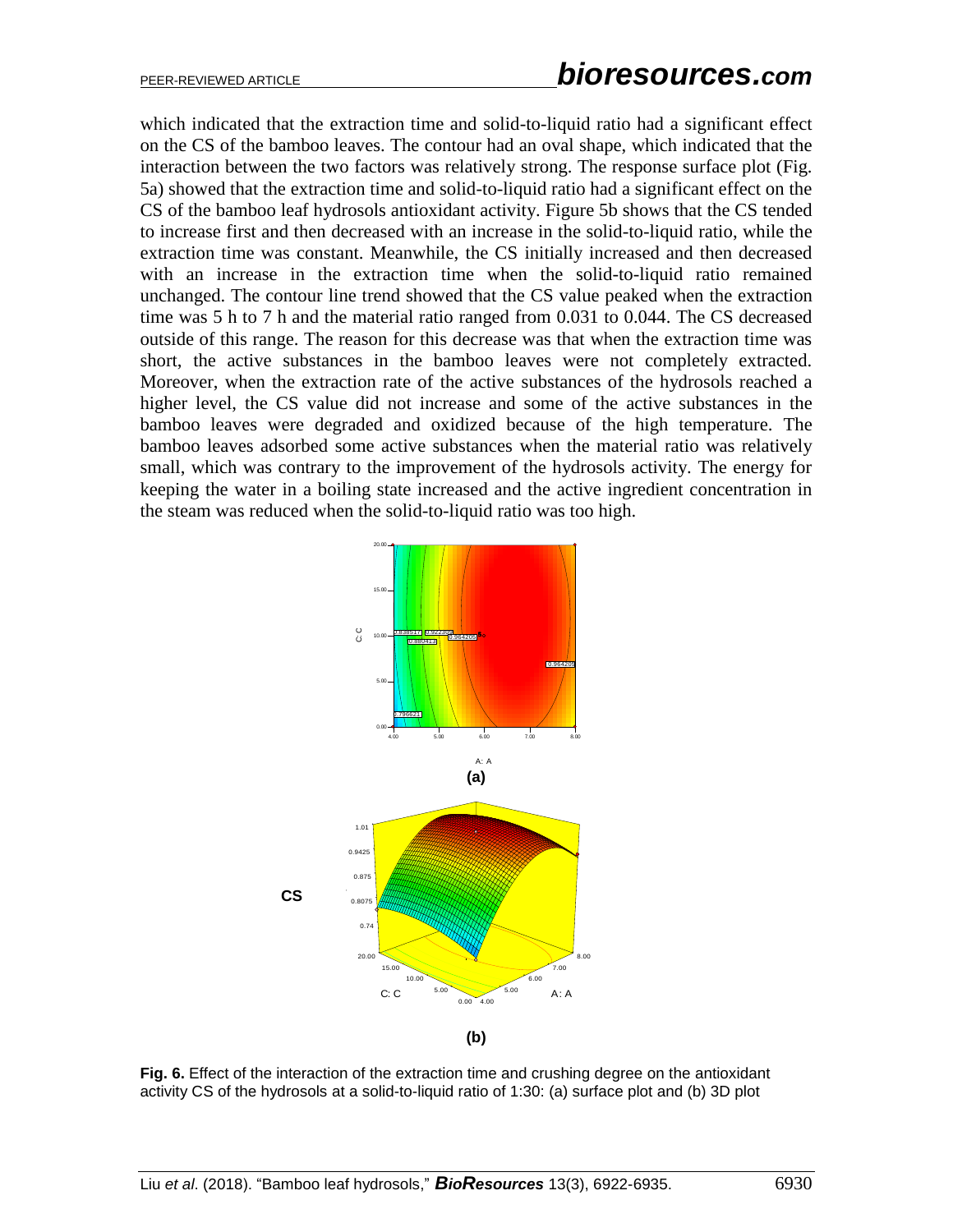which indicated that the extraction time and solid-to-liquid ratio had a significant effect on the CS of the bamboo leaves. The contour had an oval shape, which indicated that the interaction between the two factors was relatively strong. The response surface plot (Fig. 5a) showed that the extraction time and solid-to-liquid ratio had a significant effect on the CS of the bamboo leaf hydrosols antioxidant activity. Figure 5b shows that the CS tended to increase first and then decreased with an increase in the solid-to-liquid ratio, while the extraction time was constant. Meanwhile, the CS initially increased and then decreased with an increase in the extraction time when the solid-to-liquid ratio remained unchanged. The contour line trend showed that the CS value peaked when the extraction time was 5 h to 7 h and the material ratio ranged from 0.031 to 0.044. The CS decreased outside of this range. The reason for this decrease was that when the extraction time was short, the active substances in the bamboo leaves were not completely extracted. Moreover, when the extraction rate of the active substances of the hydrosols reached a higher level, the CS value did not increase and some of the active substances in the bamboo leaves were degraded and oxidized because of the high temperature. The bamboo leaves adsorbed some active substances when the material ratio was relatively small, which was contrary to the improvement of the hydrosols activity. The energy for keeping the water in a boiling state increased and the active ingredient concentration in the steam was reduced when the solid-to-liquid ratio was too high.

**Fig. 6.** Effect of the interaction of the extraction time and crushing degree on the antioxidant activity CS of the hydrosols at a solid-to-liquid ratio of 1:30: (a) surface plot and (b) 3D plot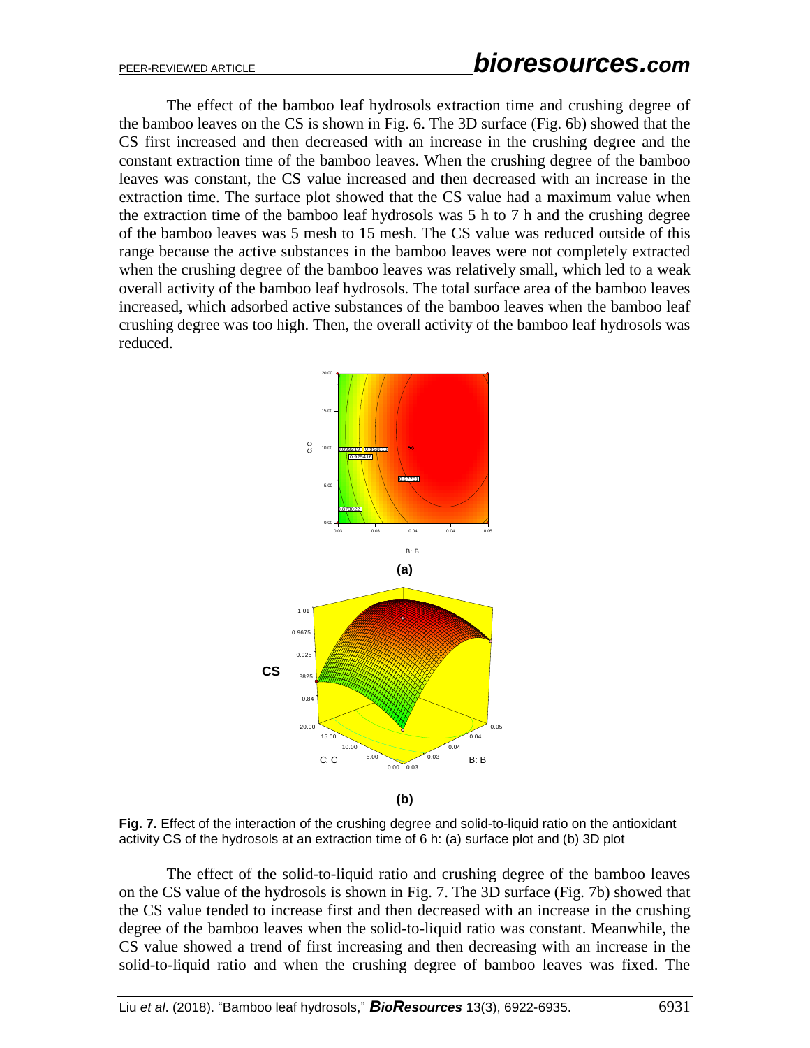The effect of the bamboo leaf hydrosols extraction time and crushing degree of the bamboo leaves on the CS is shown in Fig. 6. The 3D surface (Fig. 6b) showed that the CS first increased and then decreased with an increase in the crushing degree and the constant extraction time of the bamboo leaves. When the crushing degree of the bamboo leaves was constant, the CS value increased and then decreased with an increase in the extraction time. The surface plot showed that the CS value had a maximum value when the extraction time of the bamboo leaf hydrosols was 5 h to 7 h and the crushing degree of the bamboo leaves was 5 mesh to 15 mesh. The CS value was reduced outside of this range because the active substances in the bamboo leaves were not completely extracted when the crushing degree of the bamboo leaves was relatively small, which led to a weak overall activity of the bamboo leaf hydrosols. The total surface area of the bamboo leaves increased, which adsorbed active substances of the bamboo leaves when the bamboo leaf crushing degree was too high. Then, the overall activity of the bamboo leaf hydrosols was reduced.

(a)

(b)

**Fig. 7.** Effect of the interaction of the crushing degree and solid-to-liquid ratio on the antioxidant activity CS of the hydrosols at an extraction time of 6 h: (a) surface plot and (b) 3D plot

The effect of the solid-to-liquid ratio and crushing degree of the bamboo leaves on the CS value of the hydrosols is shown in Fig. 7. The 3D surface (Fig. 7b) showed that the CS value tended to increase first and then decreased with an increase in the crushing degree of the bamboo leaves when the solid-to-liquid ratio was constant. Meanwhile, the CS value showed a trend of first increasing and then decreasing with an increase in the solid-to-liquid ratio and when the crushing degree of bamboo leaves was fixed. The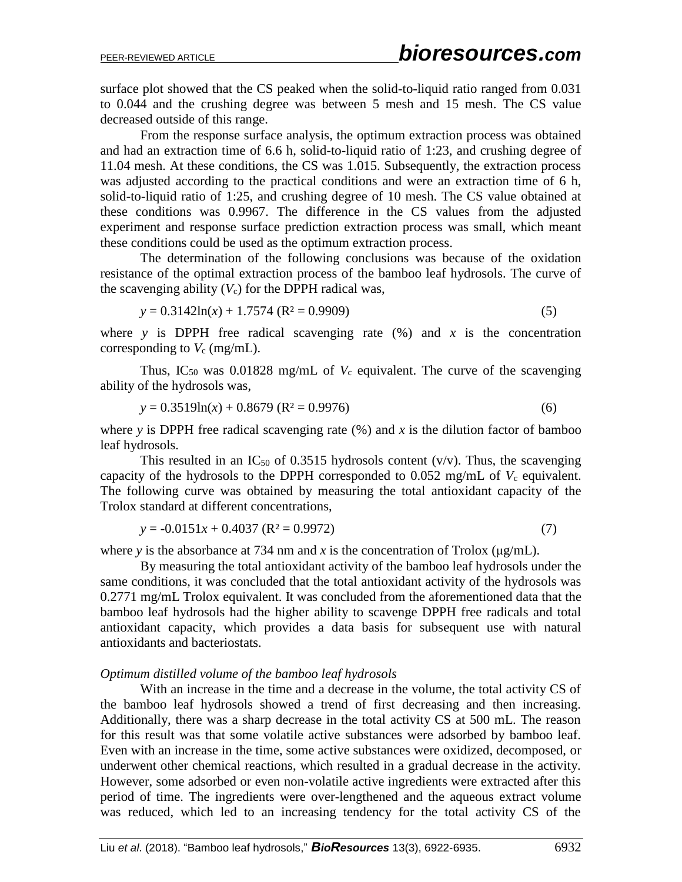surface plot showed that the CS peaked when the solid-to-liquid ratio ranged from 0.031 to 0.044 and the crushing degree was between 5 mesh and 15 mesh. The CS value decreased outside of this range.

From the response surface analysis, the optimum extraction process was obtained and had an extraction time of 6.6 h, solid-to-liquid ratio of 1:23, and crushing degree of 11.04 mesh. At these conditions, the CS was 1.015. Subsequently, the extraction process was adjusted according to the practical conditions and were an extraction time of 6 h, solid-to-liquid ratio of 1:25, and crushing degree of 10 mesh. The CS value obtained at these conditions was 0.9967. The difference in the CS values from the adjusted experiment and response surface prediction extraction process was small, which meant these conditions could be used as the optimum extraction process.

The determination of the following conclusions was because of the oxidation resistance of the optimal extraction process of the bamboo leaf hydrosols. The curve of the scavenging ability ($V_c$) for the DPPH radical was,

$$y = 0.3142\ln(x) + 1.7574 \; (R^2 = 0.9909) \tag{5}$$

where $y$ is DPPH free radical scavenging rate (%) and $x$ is the concentration corresponding to $V_c$ (mg/mL).

Thus, $IC_{50}$ was 0.01828 mg/mL of $V_c$ equivalent. The curve of the scavenging ability of the hydrosols was,

$$y = 0.3519\ln(x) + 0.8679 \; (R^2 = 0.9976) \tag{6}$$

where $y$ is DPPH free radical scavenging rate (%) and $x$ is the dilution factor of bamboo leaf hydrosols.

This resulted in an $IC_{50}$ of 0.3515 hydrosols content (v/v). Thus, the scavenging capacity of the hydrosols to the DPPH corresponded to 0.052 mg/mL of $V_c$ equivalent. The following curve was obtained by measuring the total antioxidant capacity of the Trolox standard at different concentrations,

$$y = -0.0151x + 0.4037 \; (R^2 = 0.9972) \tag{7}$$

where $y$ is the absorbance at 734 nm and $x$ is the concentration of Trolox (μg/mL).

By measuring the total antioxidant activity of the bamboo leaf hydrosols under the same conditions, it was concluded that the total antioxidant activity of the hydrosols was 0.2771 mg/mL Trolox equivalent. It was concluded from the aforementioned data that the bamboo leaf hydrosols had the higher ability to scavenge DPPH free radicals and total antioxidant capacity, which provides a data basis for subsequent use with natural antioxidants and bacteriostats.

*Optimum distilled volume of the bamboo leaf hydrosols*

With an increase in the time and a decrease in the volume, the total activity CS of the bamboo leaf hydrosols showed a trend of first decreasing and then increasing. Additionally, there was a sharp decrease in the total activity CS at 500 mL. The reason for this result was that some volatile active substances were adsorbed by bamboo leaf. Even with an increase in the time, some active substances were oxidized, decomposed, or underwent other chemical reactions, which resulted in a gradual decrease in the activity. However, some adsorbed or even non-volatile active ingredients were extracted after this period of time. The ingredients were over-lengthened and the aqueous extract volume was reduced, which led to an increasing tendency for the total activity CS of the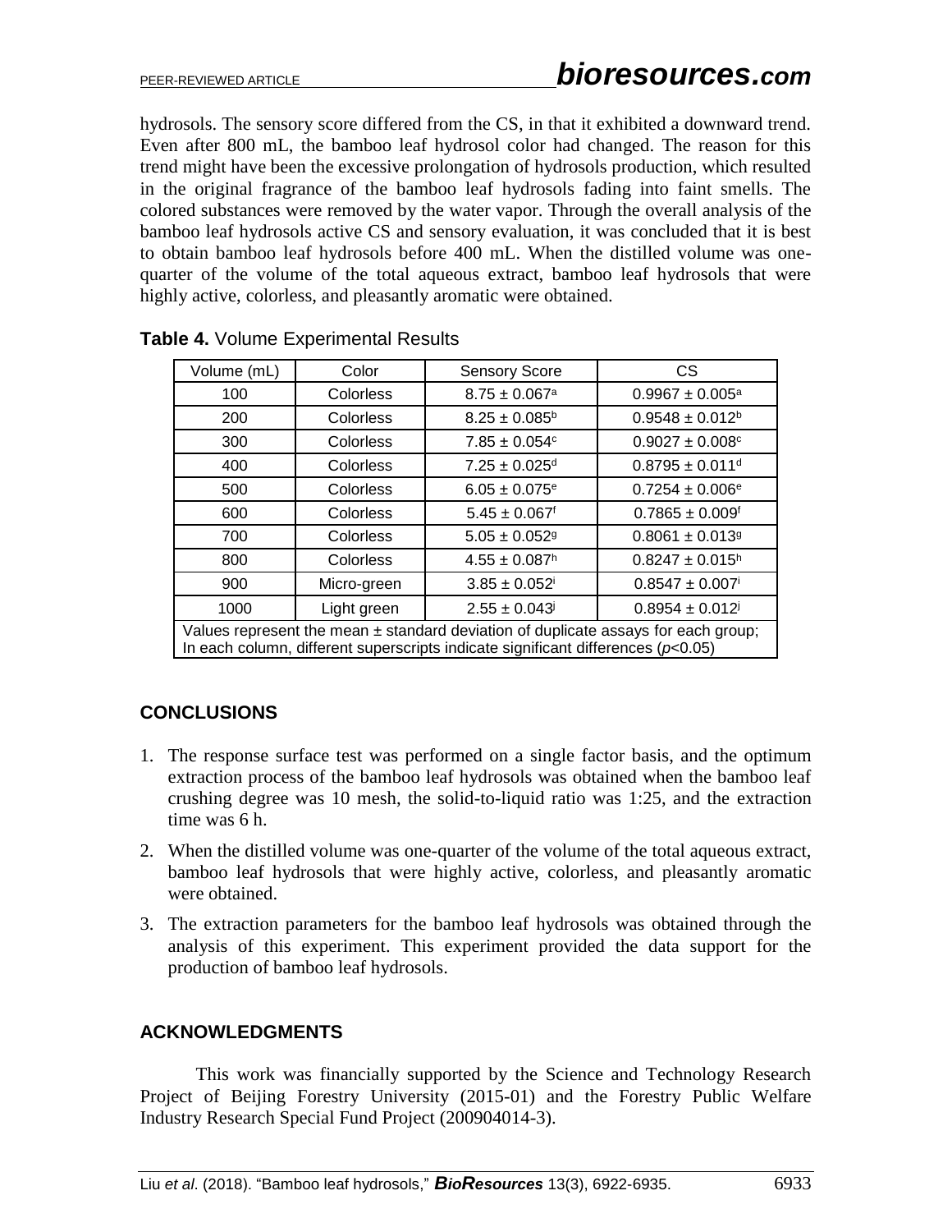hydrosols. The sensory score differed from the CS, in that it exhibited a downward trend. Even after 800 mL, the bamboo leaf hydrosol color had changed. The reason for this trend might have been the excessive prolongation of hydrosols production, which resulted in the original fragrance of the bamboo leaf hydrosols fading into faint smells. The colored substances were removed by the water vapor. Through the overall analysis of the bamboo leaf hydrosols active CS and sensory evaluation, it was concluded that it is best to obtain bamboo leaf hydrosols before 400 mL. When the distilled volume was one-quarter of the volume of the total aqueous extract, bamboo leaf hydrosols that were highly active, colorless, and pleasantly aromatic were obtained.

**Table 4.** Volume Experimental Results

| Volume (mL) | Color | Sensory Score | CS |
|---|---|---|---|
| 100 | Colorless | $8.75 \pm 0.067^{a}$ | $0.9967 \pm 0.005^{a}$ |
| 200 | Colorless | $8.25 \pm 0.085^{b}$ | $0.9548 \pm 0.012^{b}$ |
| 300 | Colorless | $7.85 \pm 0.054^{c}$ | $0.9027 \pm 0.008^{c}$ |
| 400 | Colorless | $7.25 \pm 0.025^{d}$ | $0.8795 \pm 0.011^{d}$ |
| 500 | Colorless | $6.05 \pm 0.075^{e}$ | $0.7254 \pm 0.006^{e}$ |
| 600 | Colorless | $5.45 \pm 0.067^{f}$ | $0.7865 \pm 0.009^{f}$ |
| 700 | Colorless | $5.05 \pm 0.052^{g}$ | $0.8061 \pm 0.013^{g}$ |
| 800 | Colorless | $4.55 \pm 0.087^{h}$ | $0.8247 \pm 0.015^{h}$ |
| 900 | Micro-green | $3.85 \pm 0.052^{i}$ | $0.8547 \pm 0.007^{i}$ |
| 1000 | Light green | $2.55 \pm 0.043^{j}$ | $0.8954 \pm 0.012^{j}$ |

Values represent the mean ± standard deviation of duplicate assays for each group; In each column, different superscripts indicate significant differences ($p$<0.05)

## CONCLUSIONS

1. The response surface test was performed on a single factor basis, and the optimum extraction process of the bamboo leaf hydrosols was obtained when the bamboo leaf crushing degree was 10 mesh, the solid-to-liquid ratio was 1:25, and the extraction time was 6 h.
2. When the distilled volume was one-quarter of the volume of the total aqueous extract, bamboo leaf hydrosols that were highly active, colorless, and pleasantly aromatic were obtained.
3. The extraction parameters for the bamboo leaf hydrosols was obtained through the analysis of this experiment. This experiment provided the data support for the production of bamboo leaf hydrosols.

## ACKNOWLEDGMENTS

This work was financially supported by the Science and Technology Research Project of Beijing Forestry University (2015-01) and the Forestry Public Welfare Industry Research Special Fund Project (200904014-3).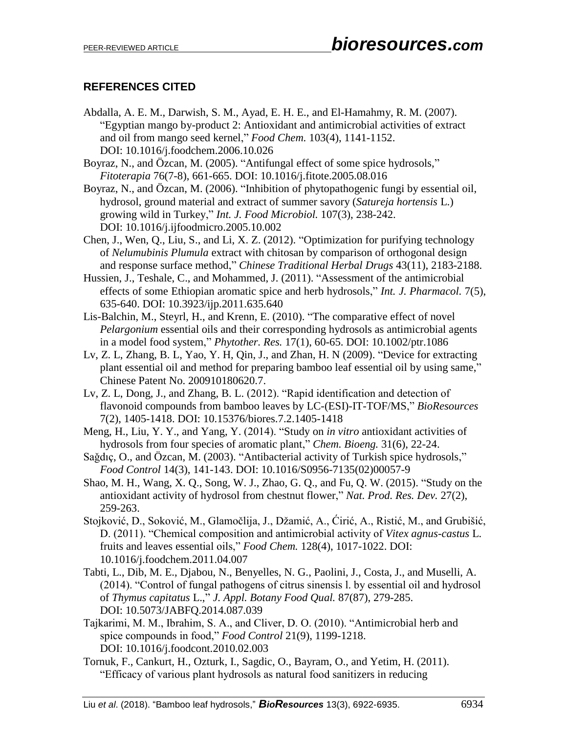## REFERENCES CITED

Abdalla, A. E. M., Darwish, S. M., Ayad, E. H. E., and El-Hamahmy, R. M. (2007). "Egyptian mango by-product 2: Antioxidant and antimicrobial activities of extract and oil from mango seed kernel," *Food Chem.* 103(4), 1141-1152. DOI: 10.1016/j.foodchem.2006.10.026

Boyraz, N., and Özcan, M. (2005). "Antifungal effect of some spice hydrosols," *Fitoterapia* 76(7-8), 661-665. DOI: 10.1016/j.fitote.2005.08.016

Boyraz, N., and Özcan, M. (2006). "Inhibition of phytopathogenic fungi by essential oil, hydrosol, ground material and extract of summer savory (*Satureja hortensis* L.) growing wild in Turkey," *Int. J. Food Microbiol.* 107(3), 238-242. DOI: 10.1016/j.ijfoodmicro.2005.10.002

Chen, J., Wen, Q., Liu, S., and Li, X. Z. (2012). "Optimization for purifying technology of *Nelumubinis Plumula* extract with chitosan by comparison of orthogonal design and response surface method," *Chinese Traditional Herbal Drugs* 43(11), 2183-2188.

Hussien, J., Teshale, C., and Mohammed, J. (2011). "Assessment of the antimicrobial effects of some Ethiopian aromatic spice and herb hydrosols," *Int. J. Pharmacol.* 7(5), 635-640. DOI: 10.3923/ijp.2011.635.640

Lis-Balchin, M., Steyrl, H., and Krenn, E. (2010). "The comparative effect of novel *Pelargonium* essential oils and their corresponding hydrosols as antimicrobial agents in a model food system," *Phytother. Res.* 17(1), 60-65. DOI: 10.1002/ptr.1086

Lv, Z. L, Zhang, B. L, Yao, Y. H, Qin, J., and Zhan, H. N (2009). "Device for extracting plant essential oil and method for preparing bamboo leaf essential oil by using same," Chinese Patent No. 200910180620.7.

Lv, Z. L, Dong, J., and Zhang, B. L. (2012). "Rapid identification and detection of flavonoid compounds from bamboo leaves by LC-(ESI)-IT-TOF/MS," *BioResources* 7(2), 1405-1418. DOI: 10.15376/biores.7.2.1405-1418

Meng, H., Liu, Y. Y., and Yang, Y. (2014). "Study on *in vitro* antioxidant activities of hydrosols from four species of aromatic plant," *Chem. Bioeng.* 31(6), 22-24.

Sağdıç, O., and Özcan, M. (2003). "Antibacterial activity of Turkish spice hydrosols," *Food Control* 14(3), 141-143. DOI: 10.1016/S0956-7135(02)00057-9

Shao, M. H., Wang, X. Q., Song, W. J., Zhao, G. Q., and Fu, Q. W. (2015). "Study on the antioxidant activity of hydrosol from chestnut flower," *Nat. Prod. Res. Dev.* 27(2), 259-263.

Stojković, D., Soković, M., Glamočlija, J., Džamić, A., Ćirić, A., Ristić, M., and Grubišić, D. (2011). "Chemical composition and antimicrobial activity of *Vitex agnus-castus* L. fruits and leaves essential oils," *Food Chem.* 128(4), 1017-1022. DOI: 10.1016/j.foodchem.2011.04.007

Tabti, L., Dib, M. E., Djabou, N., Benyelles, N. G., Paolini, J., Costa, J., and Muselli, A. (2014). "Control of fungal pathogens of citrus sinensis l. by essential oil and hydrosol of *Thymus capitatus* L.," *J. Appl. Botany Food Qual.* 87(87), 279-285. DOI: 10.5073/JABFQ.2014.087.039

Tajkarimi, M. M., Ibrahim, S. A., and Cliver, D. O. (2010). "Antimicrobial herb and spice compounds in food," *Food Control* 21(9), 1199-1218. DOI: 10.1016/j.foodcont.2010.02.003

Tornuk, F., Cankurt, H., Ozturk, I., Sagdic, O., Bayram, O., and Yetim, H. (2011). "Efficacy of various plant hydrosols as natural food sanitizers in reducing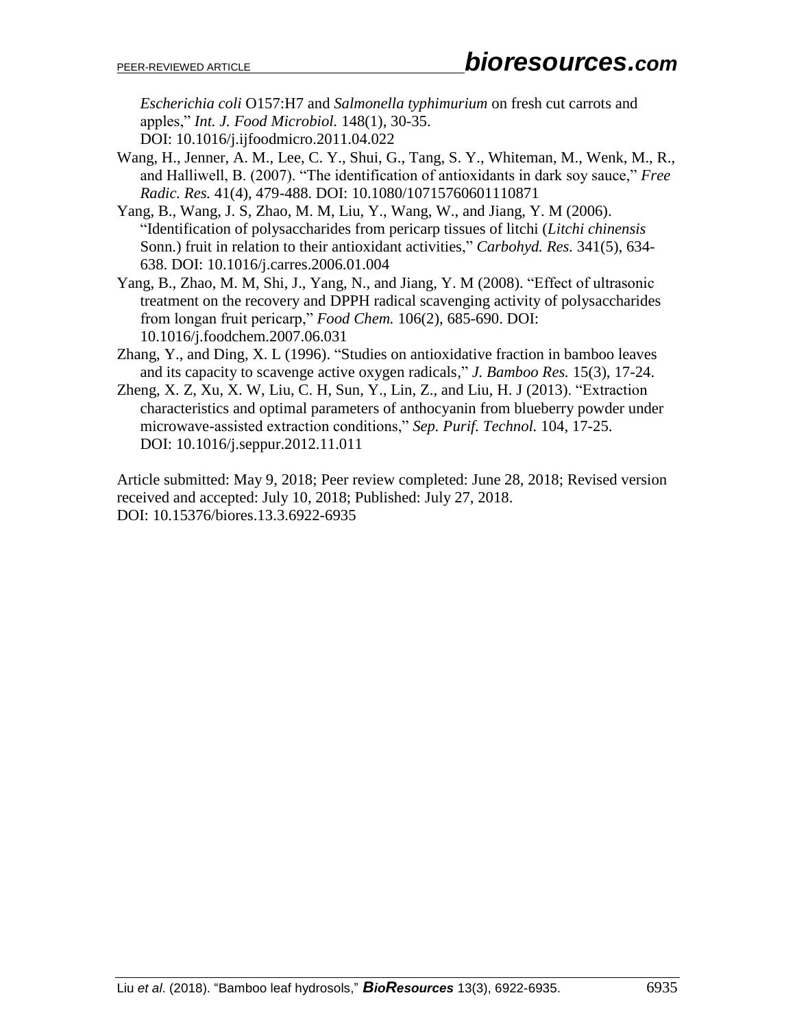*Escherichia coli* O157:H7 and *Salmonella typhimurium* on fresh cut carrots and apples," *Int. J. Food Microbiol.* 148(1), 30-35. DOI: 10.1016/j.ijfoodmicro.2011.04.022

Wang, H., Jenner, A. M., Lee, C. Y., Shui, G., Tang, S. Y., Whiteman, M., Wenk, M., R., and Halliwell, B. (2007). "The identification of antioxidants in dark soy sauce," *Free Radic. Res.* 41(4), 479-488. DOI: 10.1080/10715760601110871

Yang, B., Wang, J. S, Zhao, M. M, Liu, Y., Wang, W., and Jiang, Y. M (2006). "Identification of polysaccharides from pericarp tissues of litchi (*Litchi chinensis* Sonn.) fruit in relation to their antioxidant activities," *Carbohyd. Res.* 341(5), 634-638. DOI: 10.1016/j.carres.2006.01.004

Yang, B., Zhao, M. M, Shi, J., Yang, N., and Jiang, Y. M (2008). "Effect of ultrasonic treatment on the recovery and DPPH radical scavenging activity of polysaccharides from longan fruit pericarp," *Food Chem.* 106(2), 685-690. DOI: 10.1016/j.foodchem.2007.06.031

Zhang, Y., and Ding, X. L (1996). "Studies on antioxidative fraction in bamboo leaves and its capacity to scavenge active oxygen radicals," *J. Bamboo Res.* 15(3), 17-24.

Zheng, X. Z, Xu, X. W, Liu, C. H, Sun, Y., Lin, Z., and Liu, H. J (2013). "Extraction characteristics and optimal parameters of anthocyanin from blueberry powder under microwave-assisted extraction conditions," *Sep. Purif. Technol.* 104, 17-25. DOI: 10.1016/j.seppur.2012.11.011

Article submitted: May 9, 2018; Peer review completed: June 28, 2018; Revised version received and accepted: July 10, 2018; Published: July 27, 2018.
DOI: 10.15376/biores.13.3.6922-6935